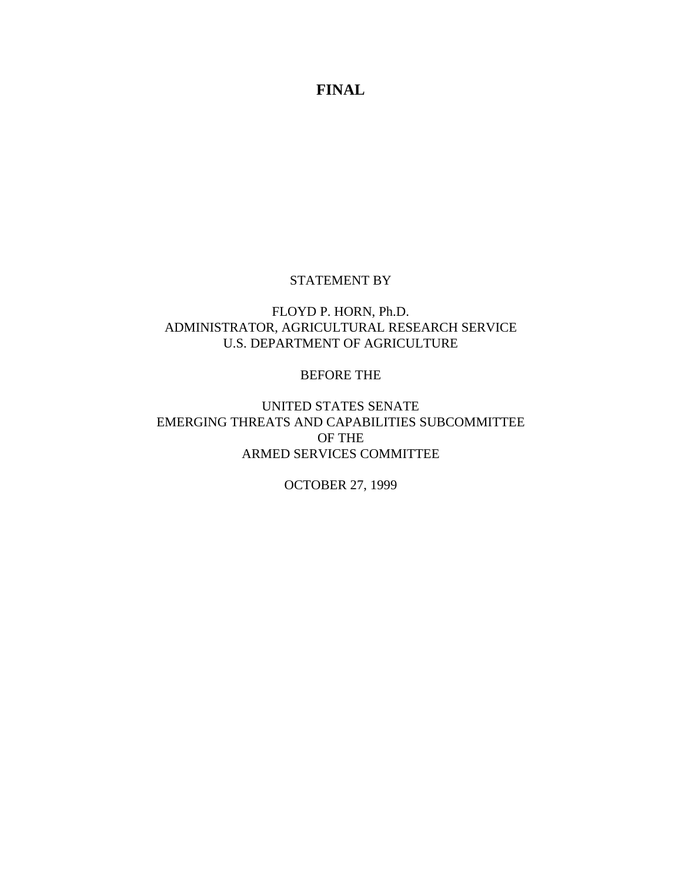**FINAL**

STATEMENT BY

FLOYD P. HORN, Ph.D.
ADMINISTRATOR, AGRICULTURAL RESEARCH SERVICE
U.S. DEPARTMENT OF AGRICULTURE

BEFORE THE

UNITED STATES SENATE
EMERGING THREATS AND CAPABILITIES SUBCOMMITTEE
OF THE
ARMED SERVICES COMMITTEE

OCTOBER 27, 1999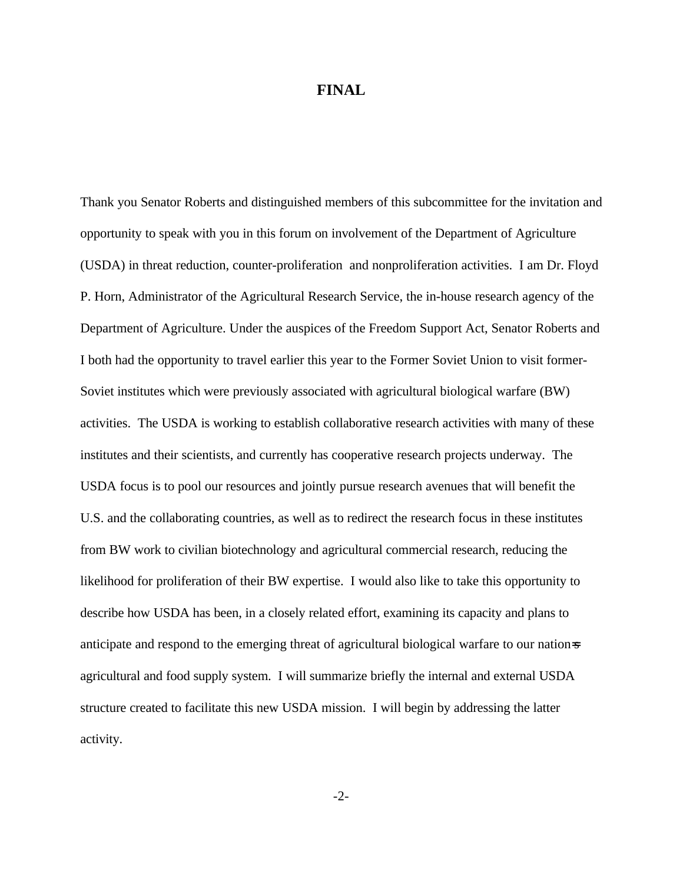**FINAL**

Thank you Senator Roberts and distinguished members of this subcommittee for the invitation and opportunity to speak with you in this forum on involvement of the Department of Agriculture (USDA) in threat reduction, counter-proliferation and nonproliferation activities. I am Dr. Floyd P. Horn, Administrator of the Agricultural Research Service, the in-house research agency of the Department of Agriculture. Under the auspices of the Freedom Support Act, Senator Roberts and I both had the opportunity to travel earlier this year to the Former Soviet Union to visit former-Soviet institutes which were previously associated with agricultural biological warfare (BW) activities. The USDA is working to establish collaborative research activities with many of these institutes and their scientists, and currently has cooperative research projects underway. The USDA focus is to pool our resources and jointly pursue research avenues that will benefit the U.S. and the collaborating countries, as well as to redirect the research focus in these institutes from BW work to civilian biotechnology and agricultural commercial research, reducing the likelihood for proliferation of their BW expertise. I would also like to take this opportunity to describe how USDA has been, in a closely related effort, examining its capacity and plans to anticipate and respond to the emerging threat of agricultural biological warfare to our nation's agricultural and food supply system. I will summarize briefly the internal and external USDA structure created to facilitate this new USDA mission. I will begin by addressing the latter activity.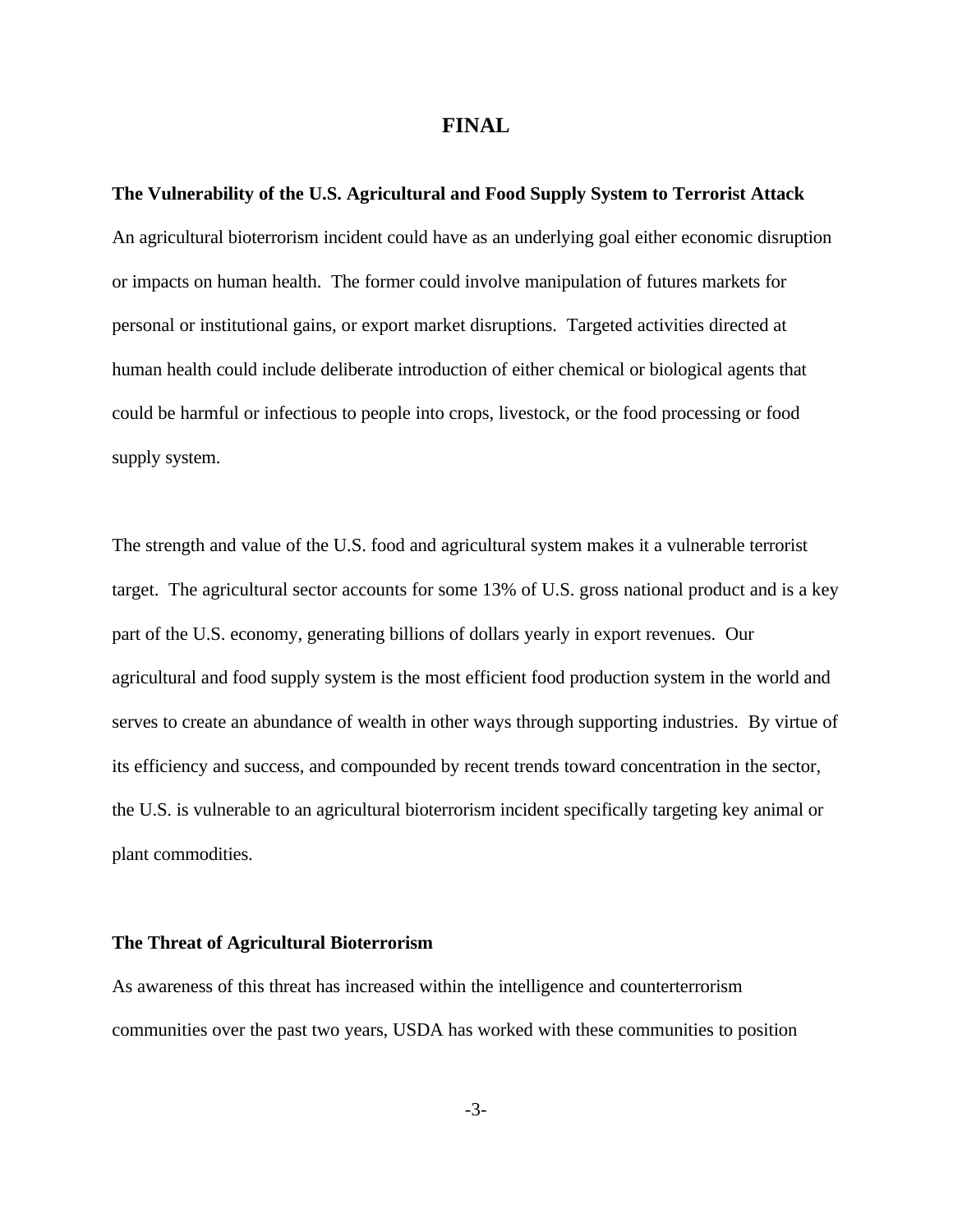**FINAL**

**The Vulnerability of the U.S. Agricultural and Food Supply System to Terrorist Attack**

An agricultural bioterrorism incident could have as an underlying goal either economic disruption or impacts on human health. The former could involve manipulation of futures markets for personal or institutional gains, or export market disruptions. Targeted activities directed at human health could include deliberate introduction of either chemical or biological agents that could be harmful or infectious to people into crops, livestock, or the food processing or food supply system.

The strength and value of the U.S. food and agricultural system makes it a vulnerable terrorist target. The agricultural sector accounts for some 13% of U.S. gross national product and is a key part of the U.S. economy, generating billions of dollars yearly in export revenues. Our agricultural and food supply system is the most efficient food production system in the world and serves to create an abundance of wealth in other ways through supporting industries. By virtue of its efficiency and success, and compounded by recent trends toward concentration in the sector, the U.S. is vulnerable to an agricultural bioterrorism incident specifically targeting key animal or plant commodities.

**The Threat of Agricultural Bioterrorism**

As awareness of this threat has increased within the intelligence and counterterrorism communities over the past two years, USDA has worked with these communities to position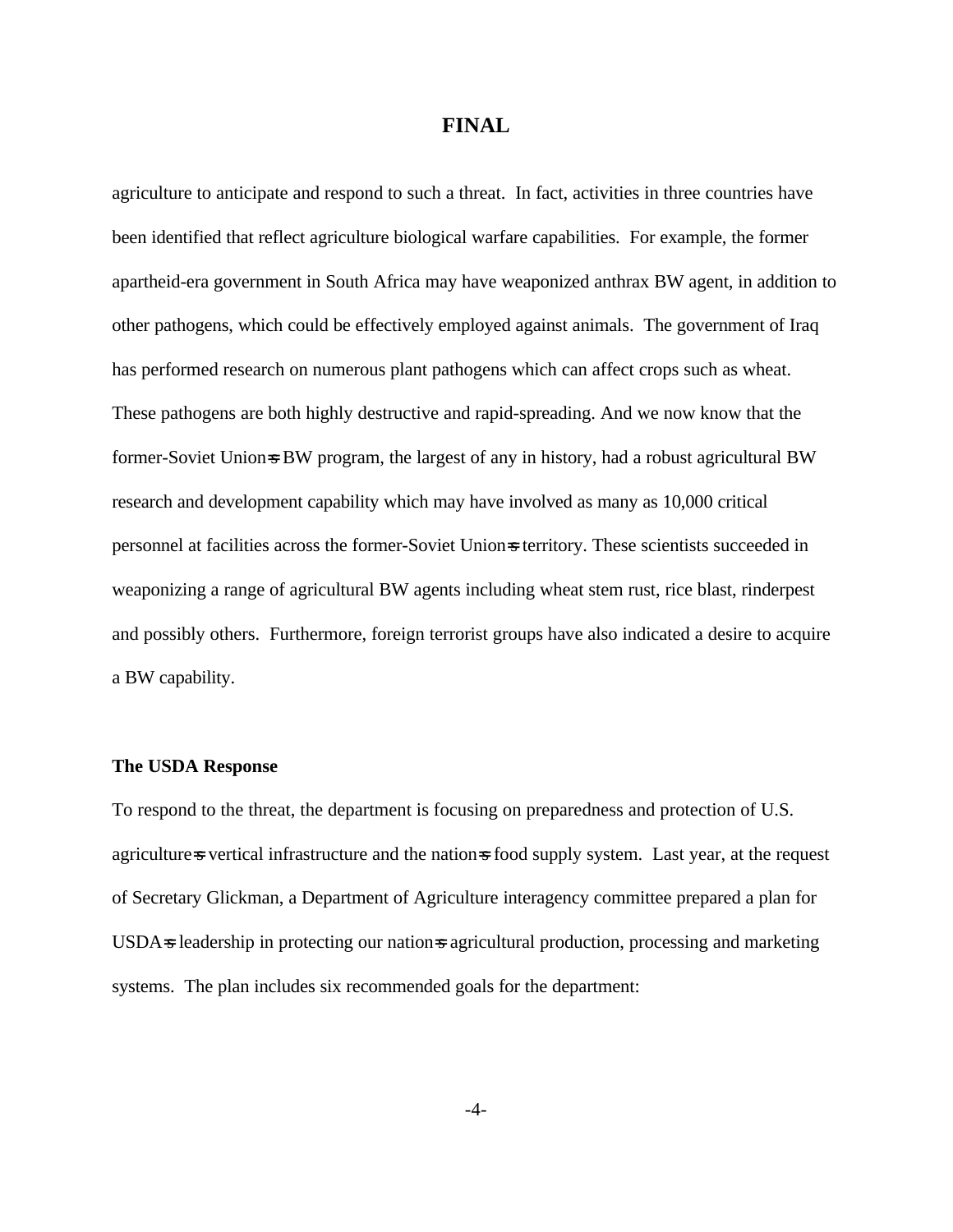agriculture to anticipate and respond to such a threat. In fact, activities in three countries have been identified that reflect agriculture biological warfare capabilities. For example, the former apartheid-era government in South Africa may have weaponized anthrax BW agent, in addition to other pathogens, which could be effectively employed against animals. The government of Iraq has performed research on numerous plant pathogens which can affect crops such as wheat. These pathogens are both highly destructive and rapid-spreading. And we now know that the former-Soviet Union=s BW program, the largest of any in history, had a robust agricultural BW research and development capability which may have involved as many as 10,000 critical personnel at facilities across the former-Soviet Union=s territory. These scientists succeeded in weaponizing a range of agricultural BW agents including wheat stem rust, rice blast, rinderpest and possibly others. Furthermore, foreign terrorist groups have also indicated a desire to acquire a BW capability.

**The USDA Response**

To respond to the threat, the department is focusing on preparedness and protection of U.S. agriculture=s vertical infrastructure and the nation=s food supply system. Last year, at the request of Secretary Glickman, a Department of Agriculture interagency committee prepared a plan for USDA=s leadership in protecting our nation=s agricultural production, processing and marketing systems. The plan includes six recommended goals for the department: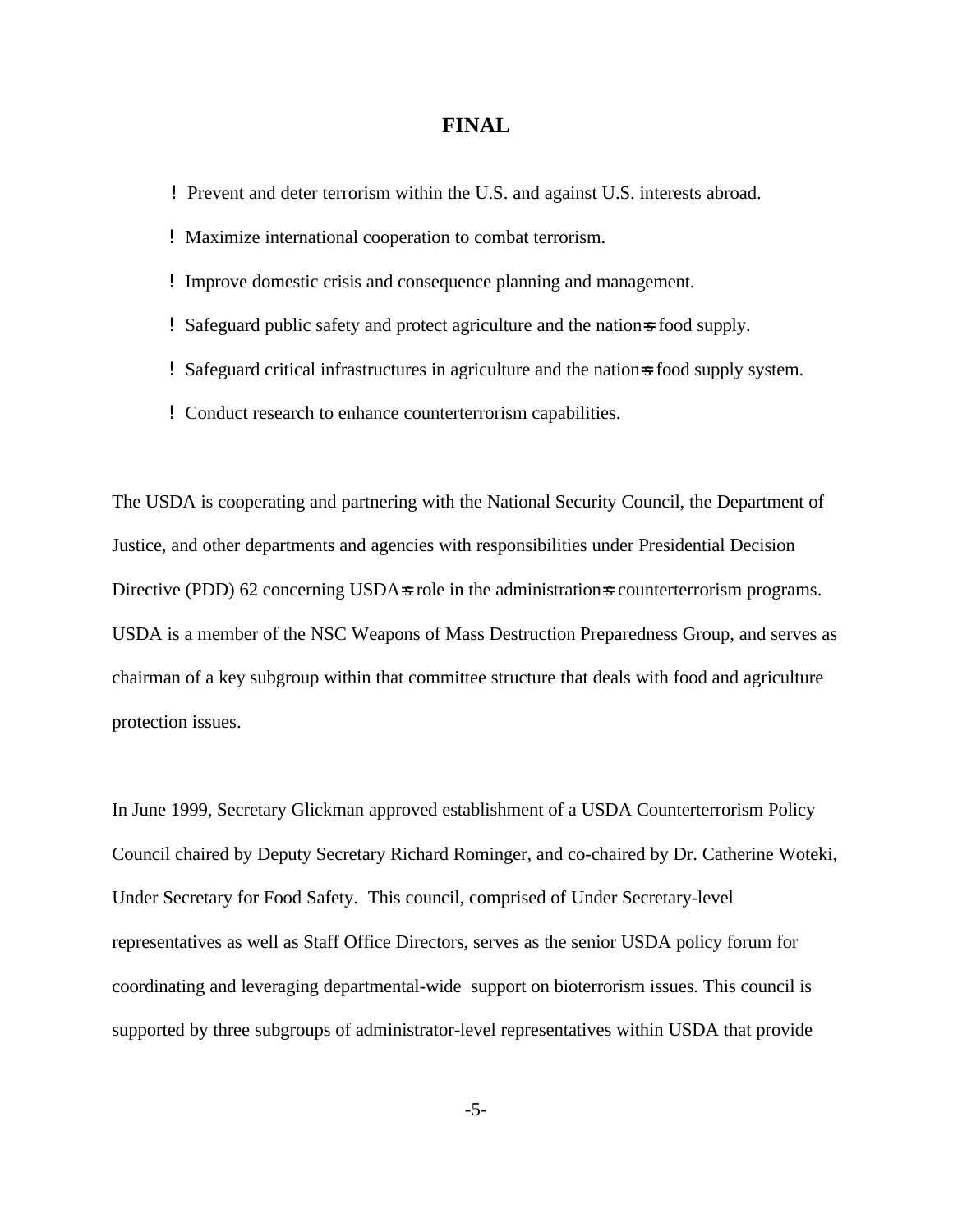**FINAL**

- Prevent and deter terrorism within the U.S. and against U.S. interests abroad.
- Maximize international cooperation to combat terrorism.
- Improve domestic crisis and consequence planning and management.
- Safeguard public safety and protect agriculture and the nation=s food supply.
- Safeguard critical infrastructures in agriculture and the nation=s food supply system.
- Conduct research to enhance counterterrorism capabilities.

The USDA is cooperating and partnering with the National Security Council, the Department of Justice, and other departments and agencies with responsibilities under Presidential Decision Directive (PDD) 62 concerning USDA=s role in the administration=s counterterrorism programs. USDA is a member of the NSC Weapons of Mass Destruction Preparedness Group, and serves as chairman of a key subgroup within that committee structure that deals with food and agriculture protection issues.

In June 1999, Secretary Glickman approved establishment of a USDA Counterterrorism Policy Council chaired by Deputy Secretary Richard Rominger, and co-chaired by Dr. Catherine Woteki, Under Secretary for Food Safety. This council, comprised of Under Secretary-level representatives as well as Staff Office Directors, serves as the senior USDA policy forum for coordinating and leveraging departmental-wide support on bioterrorism issues. This council is supported by three subgroups of administrator-level representatives within USDA that provide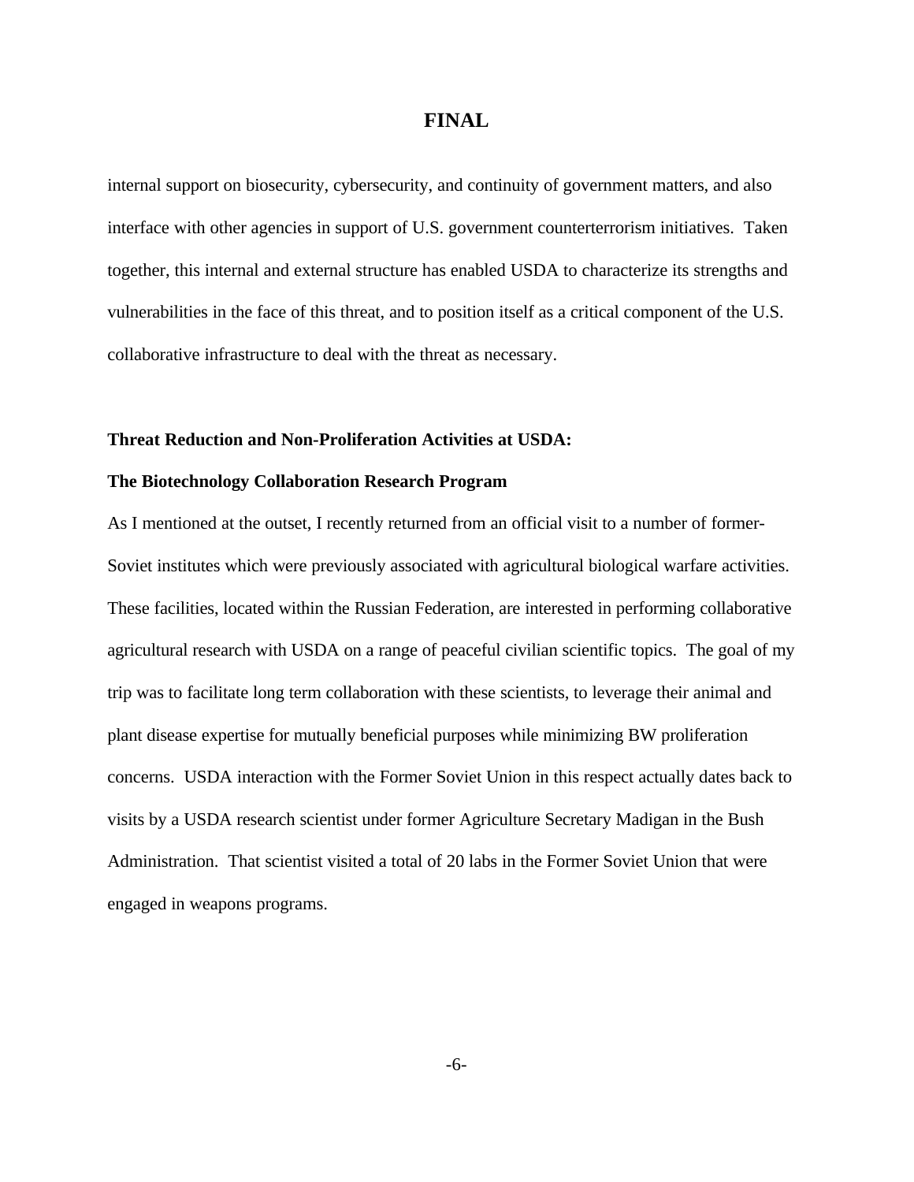internal support on biosecurity, cybersecurity, and continuity of government matters, and also interface with other agencies in support of U.S. government counterterrorism initiatives. Taken together, this internal and external structure has enabled USDA to characterize its strengths and vulnerabilities in the face of this threat, and to position itself as a critical component of the U.S. collaborative infrastructure to deal with the threat as necessary.

**Threat Reduction and Non-Proliferation Activities at USDA:**

**The Biotechnology Collaboration Research Program**

As I mentioned at the outset, I recently returned from an official visit to a number of former-Soviet institutes which were previously associated with agricultural biological warfare activities. These facilities, located within the Russian Federation, are interested in performing collaborative agricultural research with USDA on a range of peaceful civilian scientific topics. The goal of my trip was to facilitate long term collaboration with these scientists, to leverage their animal and plant disease expertise for mutually beneficial purposes while minimizing BW proliferation concerns. USDA interaction with the Former Soviet Union in this respect actually dates back to visits by a USDA research scientist under former Agriculture Secretary Madigan in the Bush Administration. That scientist visited a total of 20 labs in the Former Soviet Union that were engaged in weapons programs.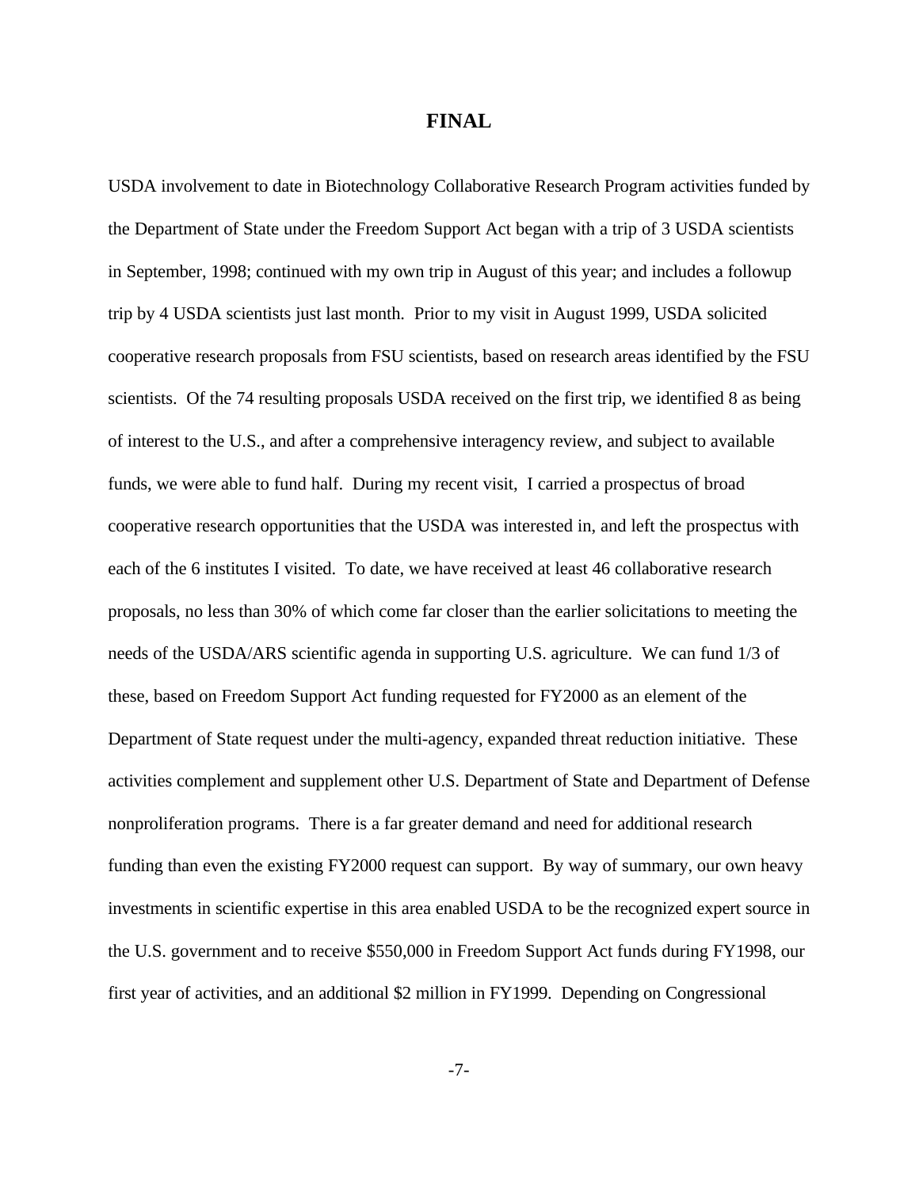**FINAL**

USDA involvement to date in Biotechnology Collaborative Research Program activities funded by the Department of State under the Freedom Support Act began with a trip of 3 USDA scientists in September, 1998; continued with my own trip in August of this year; and includes a followup trip by 4 USDA scientists just last month. Prior to my visit in August 1999, USDA solicited cooperative research proposals from FSU scientists, based on research areas identified by the FSU scientists. Of the 74 resulting proposals USDA received on the first trip, we identified 8 as being of interest to the U.S., and after a comprehensive interagency review, and subject to available funds, we were able to fund half. During my recent visit, I carried a prospectus of broad cooperative research opportunities that the USDA was interested in, and left the prospectus with each of the 6 institutes I visited. To date, we have received at least 46 collaborative research proposals, no less than 30% of which come far closer than the earlier solicitations to meeting the needs of the USDA/ARS scientific agenda in supporting U.S. agriculture. We can fund 1/3 of these, based on Freedom Support Act funding requested for FY2000 as an element of the Department of State request under the multi-agency, expanded threat reduction initiative. These activities complement and supplement other U.S. Department of State and Department of Defense nonproliferation programs. There is a far greater demand and need for additional research funding than even the existing FY2000 request can support. By way of summary, our own heavy investments in scientific expertise in this area enabled USDA to be the recognized expert source in the U.S. government and to receive $550,000 in Freedom Support Act funds during FY1998, our first year of activities, and an additional $2 million in FY1999. Depending on Congressional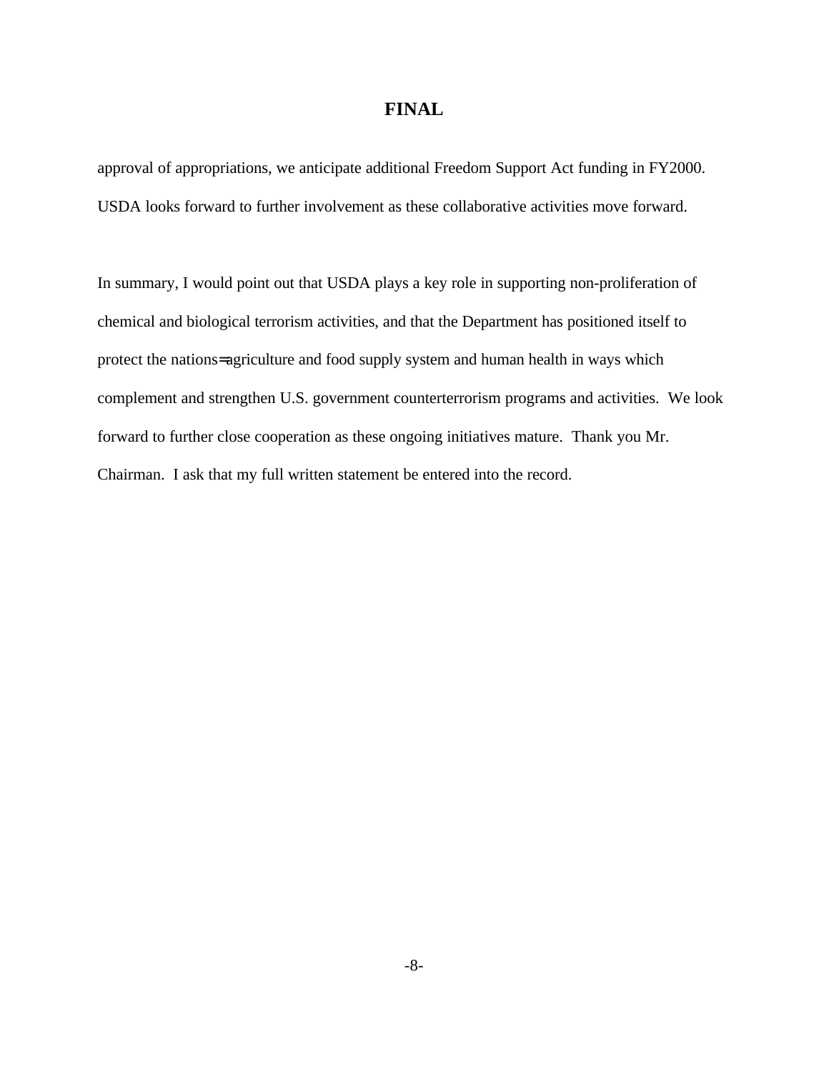approval of appropriations, we anticipate additional Freedom Support Act funding in FY2000. USDA looks forward to further involvement as these collaborative activities move forward.

In summary, I would point out that USDA plays a key role in supporting non-proliferation of chemical and biological terrorism activities, and that the Department has positioned itself to protect the nations=agriculture and food supply system and human health in ways which complement and strengthen U.S. government counterterrorism programs and activities. We look forward to further close cooperation as these ongoing initiatives mature. Thank you Mr. Chairman. I ask that my full written statement be entered into the record.